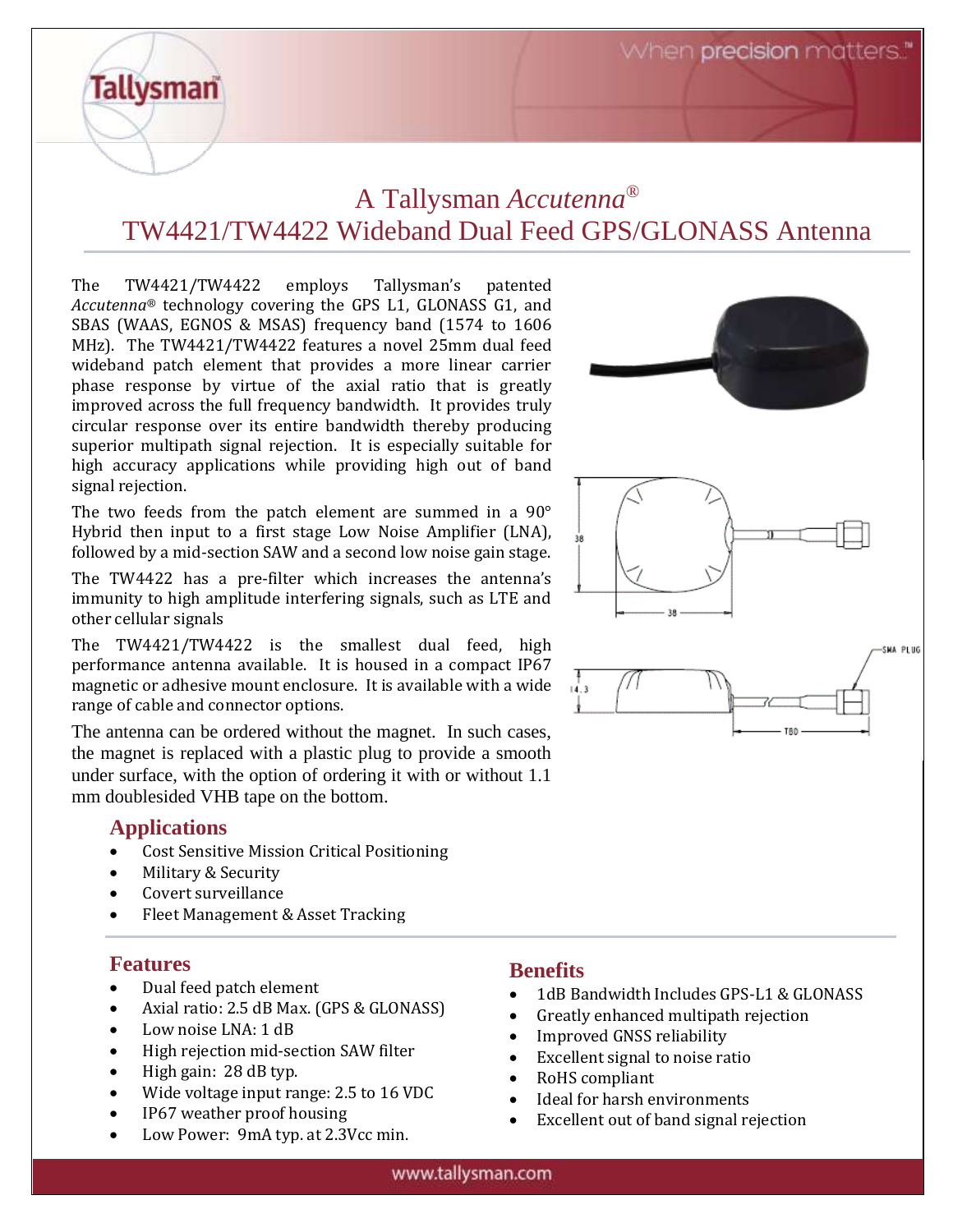# A Tallysman *Accutenna*®

# TW4421/TW4422 Wideband Dual Feed GPS/GLONASS Antenna

The TW4421/TW4422 employs Tallysman's patented *Accutenna*® technology covering the GPS L1, GLONASS G1, and SBAS (WAAS, EGNOS & MSAS) frequency band (1574 to 1606 MHz). The TW4421/TW4422 features a novel 25mm dual feed wideband patch element that provides a more linear carrier phase response by virtue of the axial ratio that is greatly improved across the full frequency bandwidth. It provides truly circular response over its entire bandwidth thereby producing superior multipath signal rejection. It is especially suitable for high accuracy applications while providing high out of band signal rejection.

The two feeds from the patch element are summed in a 90° Hybrid then input to a first stage Low Noise Amplifier (LNA), followed by a mid-section SAW and a second low noise gain stage.

The TW4422 has a pre-filter which increases the antenna's immunity to high amplitude interfering signals, such as LTE and other cellular signals

The TW4421/TW4422 is the smallest dual feed, high performance antenna available. It is housed in a compact IP67 magnetic or adhesive mount enclosure. It is available with a wide range of cable and connector options.

The antenna can be ordered without the magnet. In such cases, the magnet is replaced with a plastic plug to provide a smooth under surface, with the option of ordering it with or without 1.1 mm doublesided VHB tape on the bottom.

## Applications

- Cost Sensitive Mission Critical Positioning
- Military & Security
- Covert surveillance
- Fleet Management & Asset Tracking

## Features

- Dual feed patch element
- Axial ratio: 2.5 dB Max. (GPS & GLONASS)
- Low noise LNA: 1 dB
- High rejection mid-section SAW filter
- High gain: 28 dB typ.
- Wide voltage input range: 2.5 to 16 VDC
- IP67 weather proof housing
- Low Power: 9mA typ. at 2.3Vcc min.

## Benefits

- 1dB Bandwidth Includes GPS-L1 & GLONASS
- Greatly enhanced multipath rejection
- Improved GNSS reliability
- Excellent signal to noise ratio
- RoHS compliant
- Ideal for harsh environments
- Excellent out of band signal rejection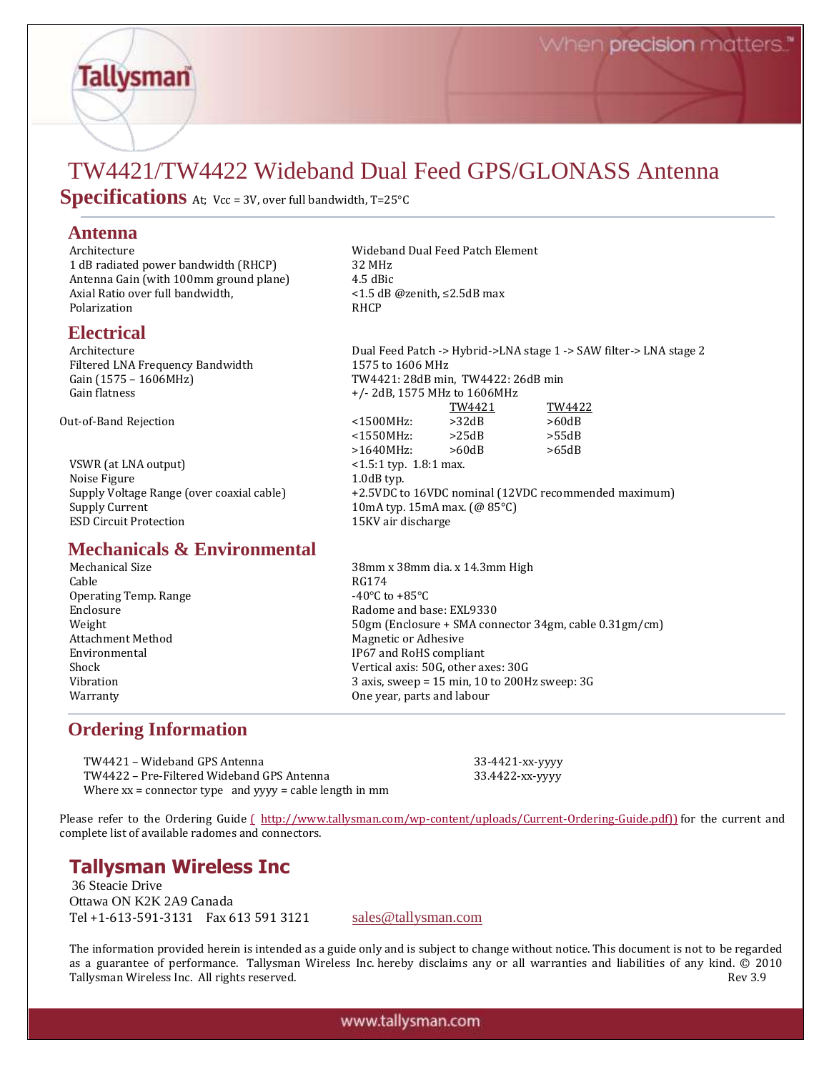# TW4421/TW4422 Wideband Dual Feed GPS/GLONASS Antenna

## Specifications At; Vcc = 3V, over full bandwidth, T=25°C

### Antenna

| | |
|---|---|
| Architecture | Wideband Dual Feed Patch Element |
| 1 dB radiated power bandwidth (RHCP) | 32 MHz |
| Antenna Gain (with 100mm ground plane) | 4.5 dBic |
| Axial Ratio over full bandwidth, | <1.5 dB @zenith, ≤2.5dB max |
| Polarization | RHCP |

### Electrical

| | | | |
|---|---|---|---|
| Architecture | Dual Feed Patch -> Hybrid->LNA stage 1 -> SAW filter-> LNA stage 2 | | |
| Filtered LNA Frequency Bandwidth | 1575 to 1606 MHz | | |
| Gain (1575 – 1606MHz) | TW4421: 28dB min, TW4422: 26dB min | | |
| Gain flatness | +/- 2dB, 1575 MHz to 1606MHz | | |
| | | TW4421 | TW4422 |
| Out-of-Band Rejection | <1500MHz: | >32dB | >60dB |
| | <1550MHz: | >25dB | >55dB |
| | >1640MHz: | >60dB | >65dB |
| VSWR (at LNA output) | <1.5:1 typ. 1.8:1 max. | | |
| Noise Figure | 1.0dB typ. | | |
| Supply Voltage Range (over coaxial cable) | +2.5VDC to 16VDC nominal (12VDC recommended maximum) | | |
| Supply Current | 10mA typ. 15mA max. (@ 85°C) | | |
| ESD Circuit Protection | 15KV air discharge | | |

### Mechanicals & Environmental

| | |
|---|---|
| Mechanical Size | 38mm x 38mm dia. x 14.3mm High |
| Cable | RG174 |
| Operating Temp. Range | -40°C to +85°C |
| Enclosure | Radome and base: EXL9330 |
| Weight | 50gm (Enclosure + SMA connector 34gm, cable 0.31gm/cm) |
| Attachment Method | Magnetic or Adhesive |
| Environmental | IP67 and RoHS compliant |
| Shock | Vertical axis: 50G, other axes: 30G |
| Vibration | 3 axis, sweep = 15 min, 10 to 200Hz sweep: 3G |
| Warranty | One year, parts and labour |

### Ordering Information

| | |
|---|---|
| TW4421 – Wideband GPS Antenna | 33-4421-xx-yyyy |
| TW4422 – Pre-Filtered Wideband GPS Antenna | 33.4422-xx-yyyy |

Where xx = connector type and yyyy = cable length in mm

Please refer to the Ordering Guide ( http://www.tallysman.com/wp-content/uploads/Current-Ordering-Guide.pdf)) for the current and complete list of available radomes and connectors.

## Tallysman Wireless Inc

36 Steacie Drive
Ottawa ON K2K 2A9 Canada
Tel +1-613-591-3131 Fax 613 591 3121 sales@tallysman.com

The information provided herein is intended as a guide only and is subject to change without notice. This document is not to be regarded as a guarantee of performance. Tallysman Wireless Inc. hereby disclaims any or all warranties and liabilities of any kind. © 2010 Tallysman Wireless Inc. All rights reserved. Rev 3.9